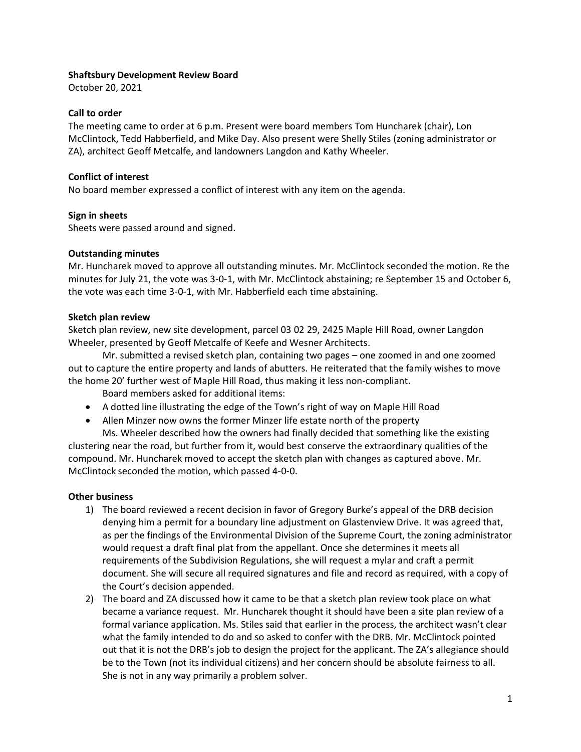**Shaftsbury Development Review Board**

October 20, 2021

**Call to order**

The meeting came to order at 6 p.m. Present were board members Tom Huncharek (chair), Lon McClintock, Tedd Habberfield, and Mike Day. Also present were Shelly Stiles (zoning administrator or ZA), architect Geoff Metcalfe, and landowners Langdon and Kathy Wheeler.

**Conflict of interest**

No board member expressed a conflict of interest with any item on the agenda.

**Sign in sheets**

Sheets were passed around and signed.

**Outstanding minutes**

Mr. Huncharek moved to approve all outstanding minutes. Mr. McClintock seconded the motion. Re the minutes for July 21, the vote was 3-0-1, with Mr. McClintock abstaining; re September 15 and October 6, the vote was each time 3-0-1, with Mr. Habberfield each time abstaining.

**Sketch plan review**

Sketch plan review, new site development, parcel 03 02 29, 2425 Maple Hill Road, owner Langdon Wheeler, presented by Geoff Metcalfe of Keefe and Wesner Architects.

Mr. submitted a revised sketch plan, containing two pages – one zoomed in and one zoomed out to capture the entire property and lands of abutters. He reiterated that the family wishes to move the home 20' further west of Maple Hill Road, thus making it less non-compliant.

Board members asked for additional items:

- A dotted line illustrating the edge of the Town's right of way on Maple Hill Road
- Allen Minzer now owns the former Minzer life estate north of the property

Ms. Wheeler described how the owners had finally decided that something like the existing clustering near the road, but further from it, would best conserve the extraordinary qualities of the compound. Mr. Huncharek moved to accept the sketch plan with changes as captured above. Mr. McClintock seconded the motion, which passed 4-0-0.

**Other business**

1) The board reviewed a recent decision in favor of Gregory Burke's appeal of the DRB decision denying him a permit for a boundary line adjustment on Glastenview Drive. It was agreed that, as per the findings of the Environmental Division of the Supreme Court, the zoning administrator would request a draft final plat from the appellant. Once she determines it meets all requirements of the Subdivision Regulations, she will request a mylar and craft a permit document. She will secure all required signatures and file and record as required, with a copy of the Court's decision appended.
2) The board and ZA discussed how it came to be that a sketch plan review took place on what became a variance request. Mr. Huncharek thought it should have been a site plan review of a formal variance application. Ms. Stiles said that earlier in the process, the architect wasn't clear what the family intended to do and so asked to confer with the DRB. Mr. McClintock pointed out that it is not the DRB's job to design the project for the applicant. The ZA's allegiance should be to the Town (not its individual citizens) and her concern should be absolute fairness to all. She is not in any way primarily a problem solver.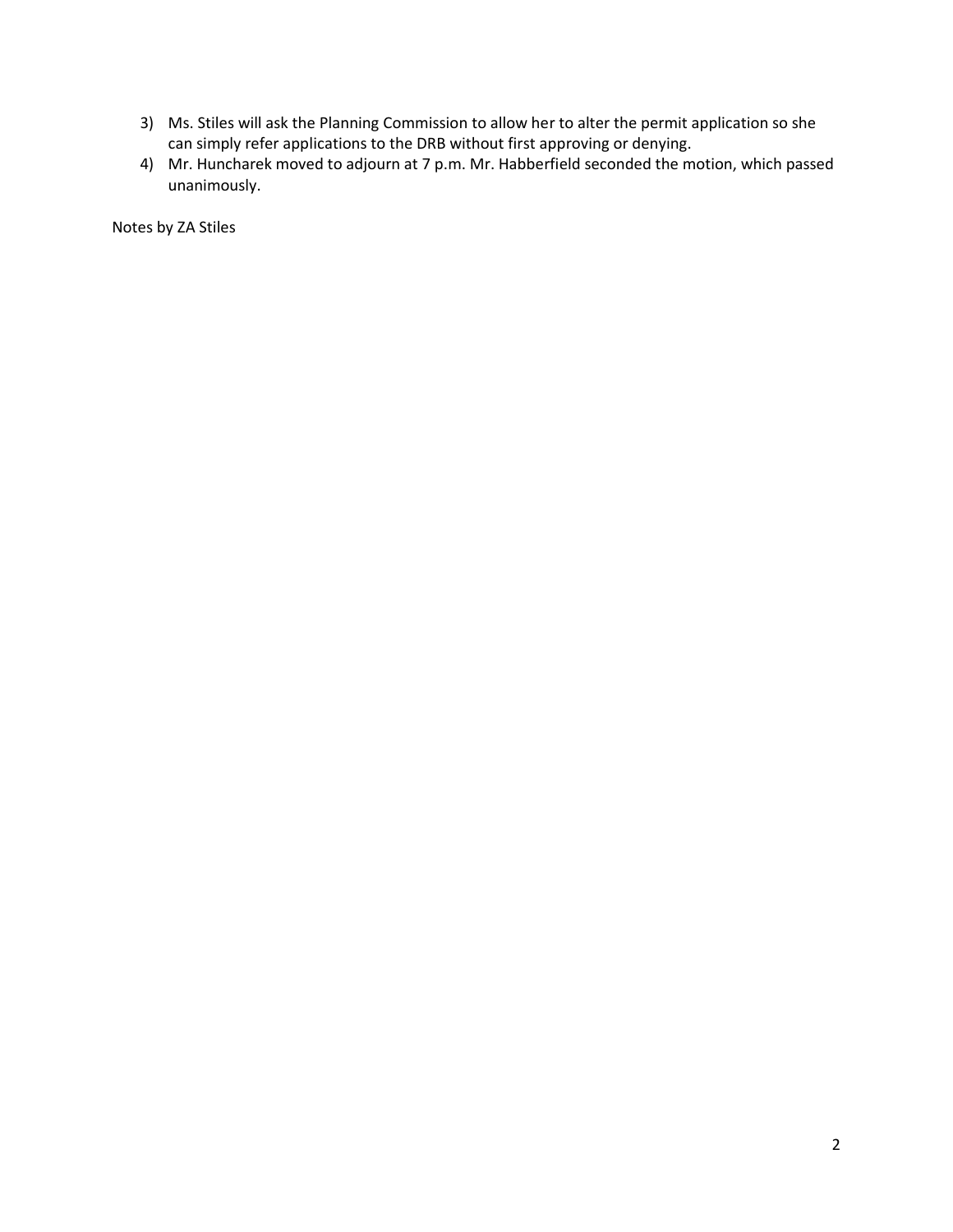3) Ms. Stiles will ask the Planning Commission to allow her to alter the permit application so she can simply refer applications to the DRB without first approving or denying.
4) Mr. Huncharek moved to adjourn at 7 p.m. Mr. Habberfield seconded the motion, which passed unanimously.

Notes by ZA Stiles